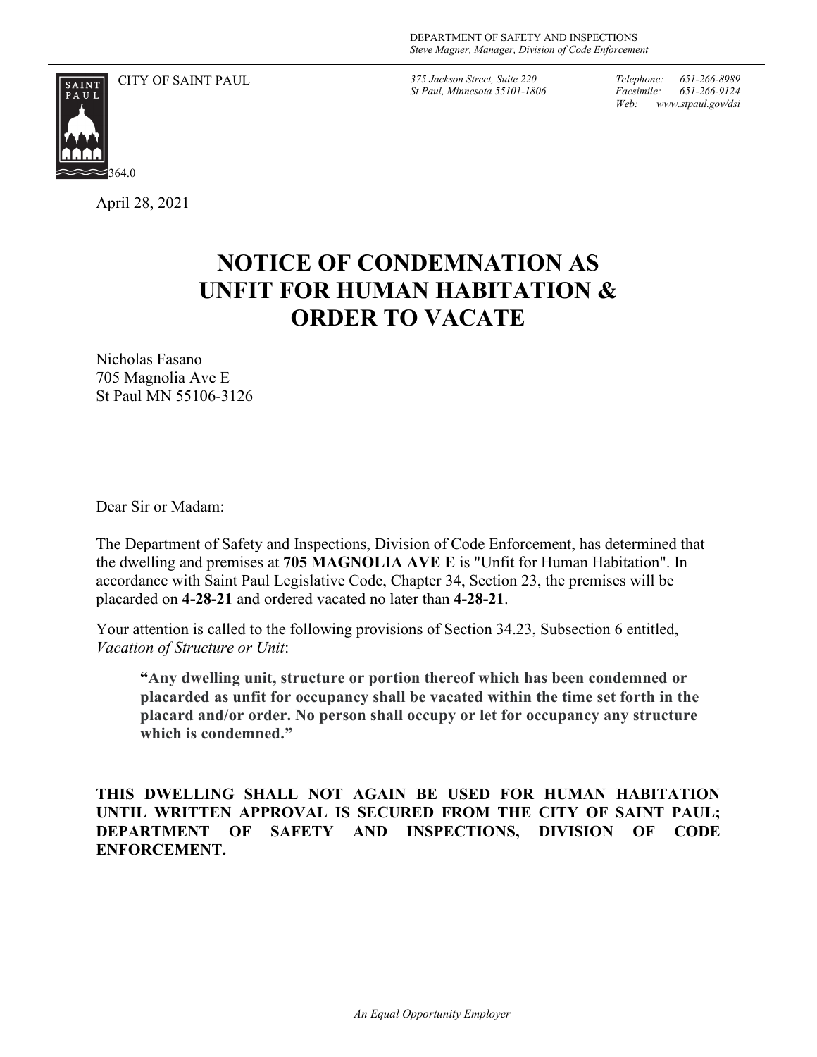DEPARTMENT OF SAFETY AND INSPECTIONS
*Steve Magner, Manager, Division of Code Enforcement*

CITY OF SAINT PAUL

*375 Jackson Street, Suite 220*
*St Paul, Minnesota 55101-1806*

*Telephone: 651-266-8989*
*Facsimile: 651-266-9124*
*Web: www.stpaul.gov/dsi*

364.0

April 28, 2021

# NOTICE OF CONDEMNATION AS UNFIT FOR HUMAN HABITATION & ORDER TO VACATE

Nicholas Fasano
705 Magnolia Ave E
St Paul MN 55106-3126

Dear Sir or Madam:

The Department of Safety and Inspections, Division of Code Enforcement, has determined that the dwelling and premises at **705 MAGNOLIA AVE E** is "Unfit for Human Habitation". In accordance with Saint Paul Legislative Code, Chapter 34, Section 23, the premises will be placarded on **4-28-21** and ordered vacated no later than **4-28-21**.

Your attention is called to the following provisions of Section 34.23, Subsection 6 entitled, *Vacation of Structure or Unit*:

> **"Any dwelling unit, structure or portion thereof which has been condemned or placarded as unfit for occupancy shall be vacated within the time set forth in the placard and/or order. No person shall occupy or let for occupancy any structure which is condemned."**

**THIS DWELLING SHALL NOT AGAIN BE USED FOR HUMAN HABITATION UNTIL WRITTEN APPROVAL IS SECURED FROM THE CITY OF SAINT PAUL; DEPARTMENT OF SAFETY AND INSPECTIONS, DIVISION OF CODE ENFORCEMENT.**

*An Equal Opportunity Employer*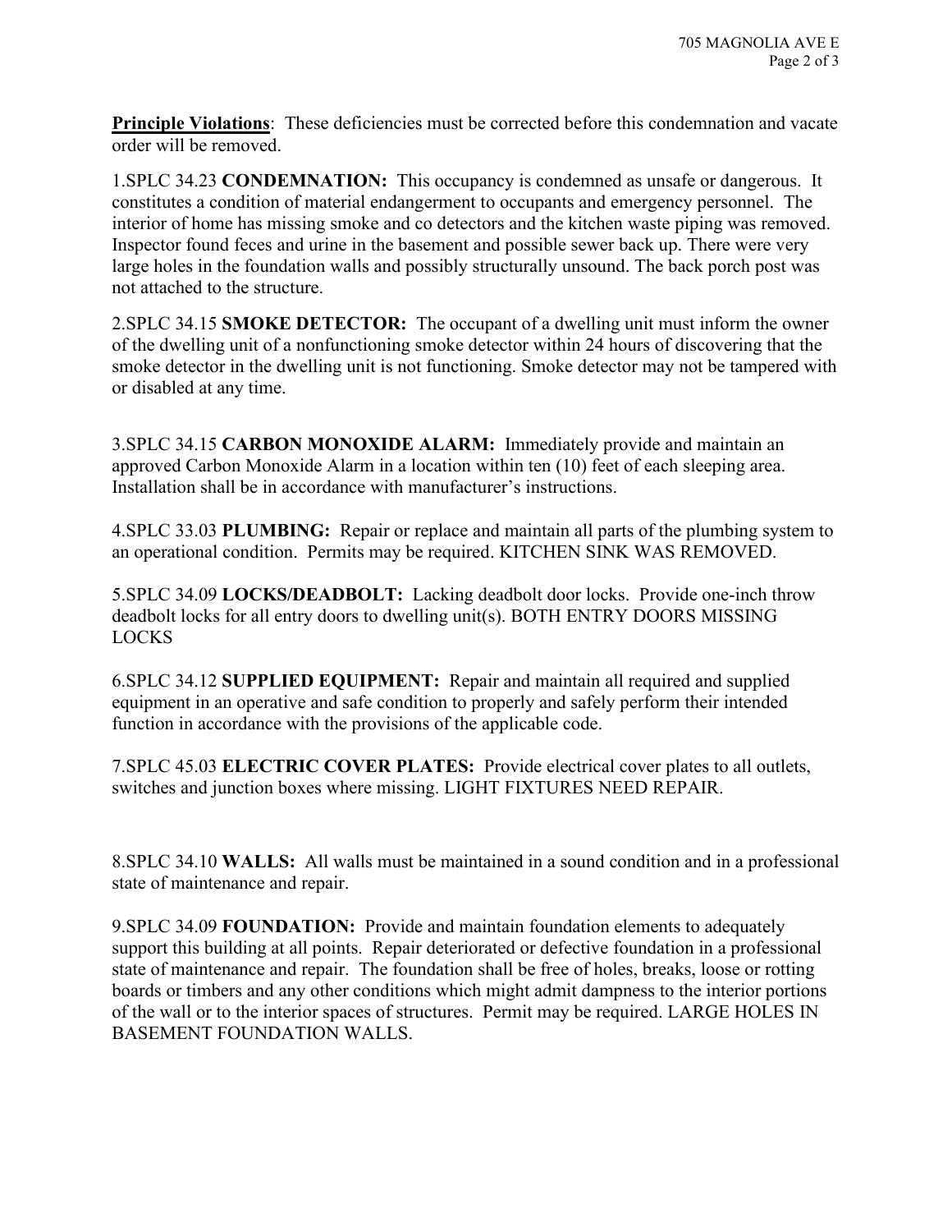**Principle Violations**: These deficiencies must be corrected before this condemnation and vacate order will be removed.

1.SPLC 34.23 **CONDEMNATION:** This occupancy is condemned as unsafe or dangerous. It constitutes a condition of material endangerment to occupants and emergency personnel. The interior of home has missing smoke and co detectors and the kitchen waste piping was removed. Inspector found feces and urine in the basement and possible sewer back up. There were very large holes in the foundation walls and possibly structurally unsound. The back porch post was not attached to the structure.

2.SPLC 34.15 **SMOKE DETECTOR:** The occupant of a dwelling unit must inform the owner of the dwelling unit of a nonfunctioning smoke detector within 24 hours of discovering that the smoke detector in the dwelling unit is not functioning. Smoke detector may not be tampered with or disabled at any time.

3.SPLC 34.15 **CARBON MONOXIDE ALARM:** Immediately provide and maintain an approved Carbon Monoxide Alarm in a location within ten (10) feet of each sleeping area. Installation shall be in accordance with manufacturer's instructions.

4.SPLC 33.03 **PLUMBING:** Repair or replace and maintain all parts of the plumbing system to an operational condition. Permits may be required. KITCHEN SINK WAS REMOVED.

5.SPLC 34.09 **LOCKS/DEADBOLT:** Lacking deadbolt door locks. Provide one-inch throw deadbolt locks for all entry doors to dwelling unit(s). BOTH ENTRY DOORS MISSING LOCKS

6.SPLC 34.12 **SUPPLIED EQUIPMENT:** Repair and maintain all required and supplied equipment in an operative and safe condition to properly and safely perform their intended function in accordance with the provisions of the applicable code.

7.SPLC 45.03 **ELECTRIC COVER PLATES:** Provide electrical cover plates to all outlets, switches and junction boxes where missing. LIGHT FIXTURES NEED REPAIR.

8.SPLC 34.10 **WALLS:** All walls must be maintained in a sound condition and in a professional state of maintenance and repair.

9.SPLC 34.09 **FOUNDATION:** Provide and maintain foundation elements to adequately support this building at all points. Repair deteriorated or defective foundation in a professional state of maintenance and repair. The foundation shall be free of holes, breaks, loose or rotting boards or timbers and any other conditions which might admit dampness to the interior portions of the wall or to the interior spaces of structures. Permit may be required. LARGE HOLES IN BASEMENT FOUNDATION WALLS.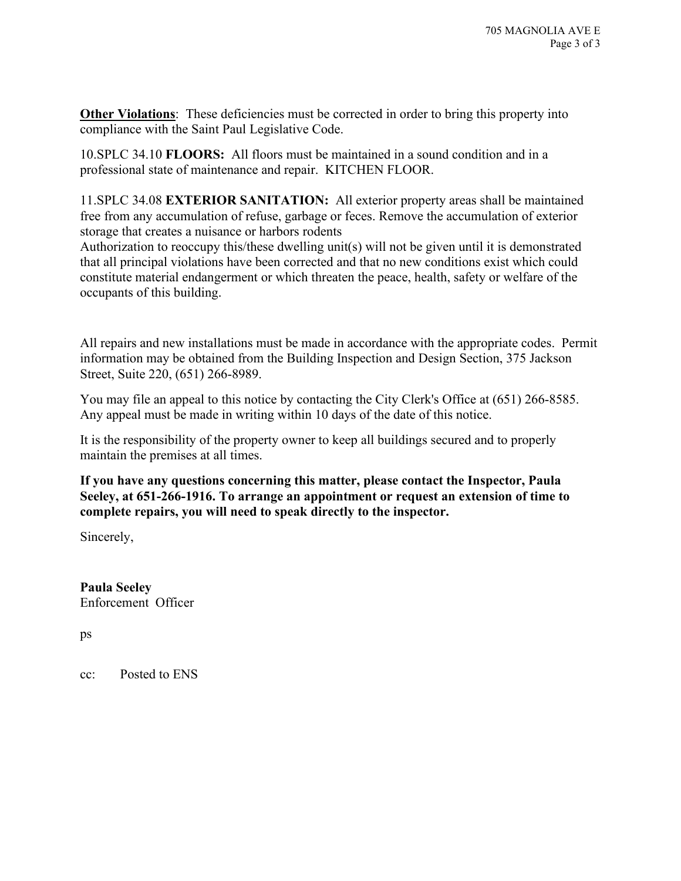**Other Violations**: These deficiencies must be corrected in order to bring this property into compliance with the Saint Paul Legislative Code.

10.SPLC 34.10 **FLOORS:** All floors must be maintained in a sound condition and in a professional state of maintenance and repair. KITCHEN FLOOR.

11.SPLC 34.08 **EXTERIOR SANITATION:** All exterior property areas shall be maintained free from any accumulation of refuse, garbage or feces. Remove the accumulation of exterior storage that creates a nuisance or harbors rodents
Authorization to reoccupy this/these dwelling unit(s) will not be given until it is demonstrated that all principal violations have been corrected and that no new conditions exist which could constitute material endangerment or which threaten the peace, health, safety or welfare of the occupants of this building.

All repairs and new installations must be made in accordance with the appropriate codes. Permit information may be obtained from the Building Inspection and Design Section, 375 Jackson Street, Suite 220, (651) 266-8989.

You may file an appeal to this notice by contacting the City Clerk's Office at (651) 266-8585. Any appeal must be made in writing within 10 days of the date of this notice.

It is the responsibility of the property owner to keep all buildings secured and to properly maintain the premises at all times.

**If you have any questions concerning this matter, please contact the Inspector, Paula Seeley, at 651-266-1916. To arrange an appointment or request an extension of time to complete repairs, you will need to speak directly to the inspector.**

Sincerely,

**Paula Seeley**
Enforcement Officer

ps

cc: Posted to ENS